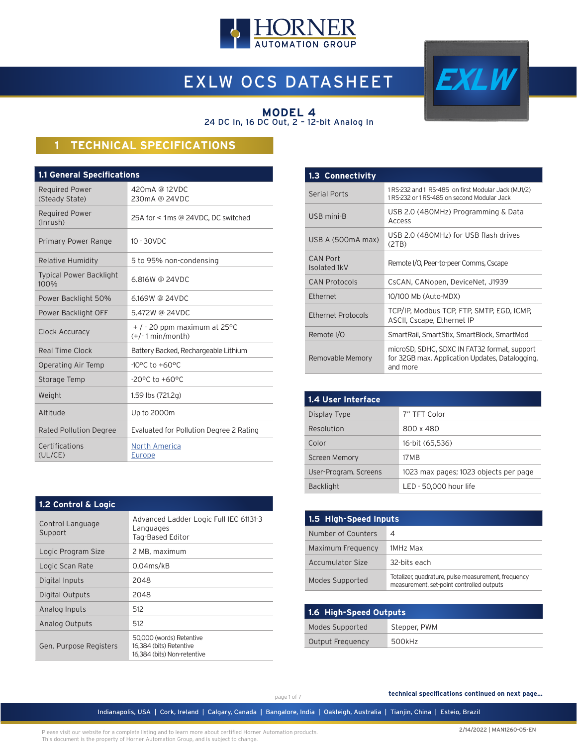# EXLW OCS DATASHEET

## MODEL 4

24 DC In, 16 DC Out, 2 – 12-bit Analog In

# 1 TECHNICAL SPECIFICATIONS

| 1.1 General Specifications | |
|---|---|
| Required Power (Steady State) | 420mA @ 12VDC<br>230mA @ 24VDC |
| Required Power (Inrush) | 25A for < 1ms @ 24VDC, DC switched |
| Primary Power Range | 10 - 30VDC |
| Relative Humidity | 5 to 95% non-condensing |
| Typical Power Backlight 100% | 6.816W @ 24VDC |
| Power Backlight 50% | 6.169W @ 24VDC |
| Power Backlight OFF | 5.472W @ 24VDC |
| Clock Accuracy | + / - 20 ppm maximum at 25°C<br>(+/- 1 min/month) |
| Real Time Clock | Battery Backed, Rechargeable Lithium |
| Operating Air Temp | -10°C to +60°C |
| Storage Temp | -20°C to +60°C |
| Weight | 1.59 lbs (721.2g) |
| Altitude | Up to 2000m |
| Rated Pollution Degree | Evaluated for Pollution Degree 2 Rating |
| Certifications (UL/CE) | North America<br>Europe |

| 1.2 Control & Logic | |
|---|---|
| Control Language Support | Advanced Ladder Logic Full IEC 61131-3 Languages<br>Tag-Based Editor |
| Logic Program Size | 2 MB, maximum |
| Logic Scan Rate | 0.04ms/kB |
| Digital Inputs | 2048 |
| Digital Outputs | 2048 |
| Analog Inputs | 512 |
| Analog Outputs | 512 |
| Gen. Purpose Registers | 50,000 (words) Retentive<br>16,384 (bits) Retentive<br>16,384 (bits) Non-retentive |

| 1.3 Connectivity | |
|---|---|
| Serial Ports | 1 RS-232 and 1 RS-485 on first Modular Jack (MJ1/2)<br>1 RS-232 or 1 RS-485 on second Modular Jack |
| USB mini-B | USB 2.0 (480MHz) Programming & Data Access |
| USB A (500mA max) | USB 2.0 (480MHz) for USB flash drives (2TB) |
| CAN Port Isolated 1kV | Remote I/O, Peer-to-peer Comms, Cscape |
| CAN Protocols | CsCAN, CANopen, DeviceNet, J1939 |
| Ethernet | 10/100 Mb (Auto-MDX) |
| Ethernet Protocols | TCP/IP, Modbus TCP, FTP, SMTP, EGD, ICMP, ASCII, Cscape, Ethernet IP |
| Remote I/O | SmartRail, SmartStix, SmartBlock, SmartMod |
| Removable Memory | microSD, SDHC, SDXC IN FAT32 format, support for 32GB max. Application Updates, Datalogging, and more |

| 1.4 User Interface | |
|---|---|
| Display Type | 7" TFT Color |
| Resolution | 800 x 480 |
| Color | 16-bit (65,536) |
| Screen Memory | 17MB |
| User-Program. Screens | 1023 max pages; 1023 objects per page |
| Backlight | LED - 50,000 hour life |

| 1.5 High-Speed Inputs | |
|---|---|
| Number of Counters | 4 |
| Maximum Frequency | 1MHz Max |
| Accumulator Size | 32-bits each |
| Modes Supported | Totalizer, quadrature, pulse measurement, frequency measurement, set-point controlled outputs |

| 1.6 High-Speed Outputs | |
|---|---|
| Modes Supported | Stepper, PWM |
| Output Frequency | 500kHz |

**technical specifications continued on next page...**

Indianapolis, USA | Cork, Ireland | Calgary, Canada | Bangalore, India | Oakleigh, Australia | Tianjin, China | Esteio, Brazil

Please visit our website for a complete listing and to learn more about certified Horner Automation products.
This document is the property of Horner Automation Group, and is subject to change.

2/14/2022 | MAN1260-05-EN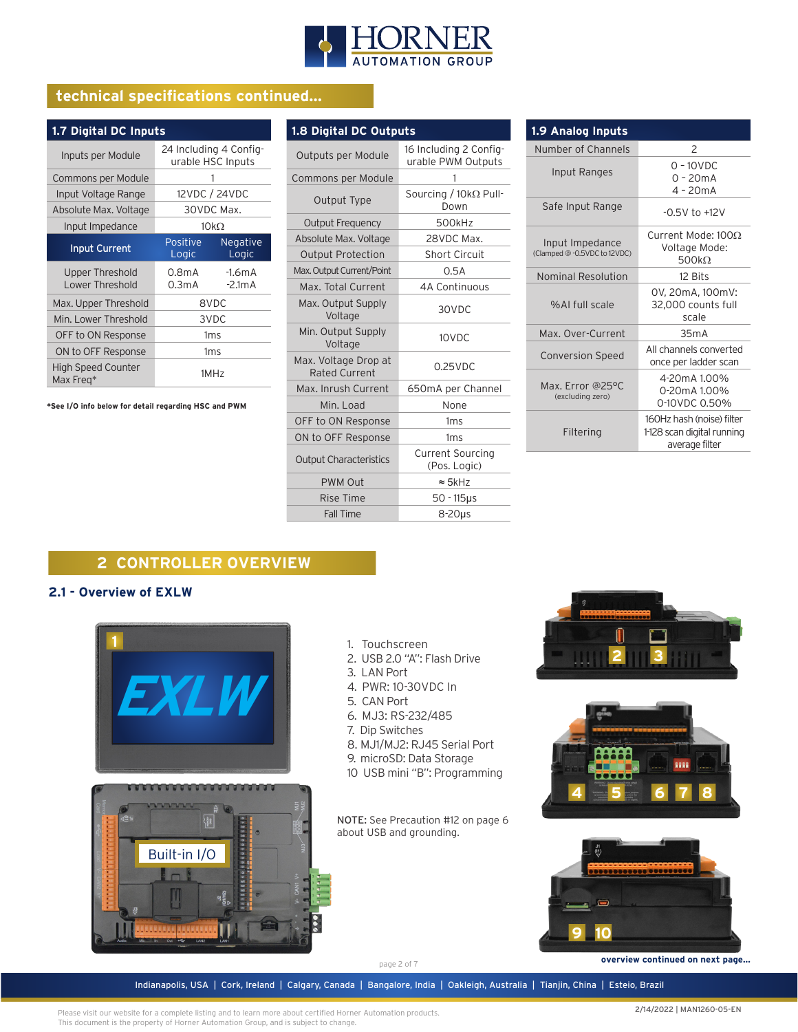## technical specifications continued...

### 1.7 Digital DC Inputs

| | | |
|---|---|---|
| Inputs per Module | 24 Including 4 Configurable HSC Inputs | |
| Commons per Module | 1 | |
| Input Voltage Range | 12VDC / 24VDC | |
| Absolute Max. Voltage | 30VDC Max. | |
| Input Impedance | 10kΩ | |
| **Input Current** | **Positive Logic** | **Negative Logic** |
| Upper Threshold<br>Lower Threshold | 0.8mA<br>0.3mA | -1.6mA<br>-2.1mA |
| Max. Upper Threshold | 8VDC | |
| Min. Lower Threshold | 3VDC | |
| OFF to ON Response | 1ms | |
| ON to OFF Response | 1ms | |
| High Speed Counter Max Freq* | 1MHz | |

*See I/O info below for detail regarding HSC and PWM

### 1.8 Digital DC Outputs

| | |
|---|---|
| Outputs per Module | 16 Including 2 Configurable PWM Outputs |
| Commons per Module | 1 |
| Output Type | Sourcing / 10kΩ Pull-Down |
| Output Frequency | 500kHz |
| Absolute Max. Voltage | 28VDC Max. |
| Output Protection | Short Circuit |
| Max. Output Current/Point | 0.5A |
| Max. Total Current | 4A Continuous |
| Max. Output Supply Voltage | 30VDC |
| Min. Output Supply Voltage | 10VDC |
| Max. Voltage Drop at Rated Current | 0.25VDC |
| Max. Inrush Current | 650mA per Channel |
| Min. Load | None |
| OFF to ON Response | 1ms |
| ON to OFF Response | 1ms |
| Output Characteristics | Current Sourcing (Pos. Logic) |
| PWM Out | ≈ 5kHz |
| Rise Time | 50 - 115µs |
| Fall Time | 8-20µs |

### 1.9 Analog Inputs

| | |
|---|---|
| Number of Channels | 2 |
| Input Ranges | 0 - 10VDC<br>0 - 20mA<br>4 - 20mA |
| Safe Input Range | -0.5V to +12V |
| Input Impedance (Clamped @ -0.5VDC to 12VDC) | Current Mode: 100Ω<br>Voltage Mode: 500kΩ |
| Nominal Resolution | 12 Bits |
| %AI full scale | 0V, 20mA, 100mV: 32,000 counts full scale |
| Max. Over-Current | 35mA |
| Conversion Speed | All channels converted once per ladder scan |
| Max. Error @25°C (excluding zero) | 4-20mA 1.00%<br>0-20mA 1.00%<br>0-10VDC 0.50% |
| Filtering | 160Hz hash (noise) filter<br>1-128 scan digital running average filter |

# 2 CONTROLLER OVERVIEW

## 2.1 - Overview of EXLW

1. Touchscreen
2. USB 2.0 "A": Flash Drive
3. LAN Port
4. PWR: 10-30VDC In
5. CAN Port
6. MJ3: RS-232/485
7. Dip Switches
8. MJ1/MJ2: RJ45 Serial Port
9. microSD: Data Storage
10. USB mini "B": Programming

NOTE: See Precaution #12 on page 6 about USB and grounding.

Built-in I/O

overview continued on next page...

Indianapolis, USA | Cork, Ireland | Calgary, Canada | Bangalore, India | Oakleigh, Australia | Tianjin, China | Esteio, Brazil

Please visit our website for a complete listing and to learn more about certified Horner Automation products.
This document is the property of Horner Automation Group, and is subject to change.

2/14/2022 | MAN1260-05-EN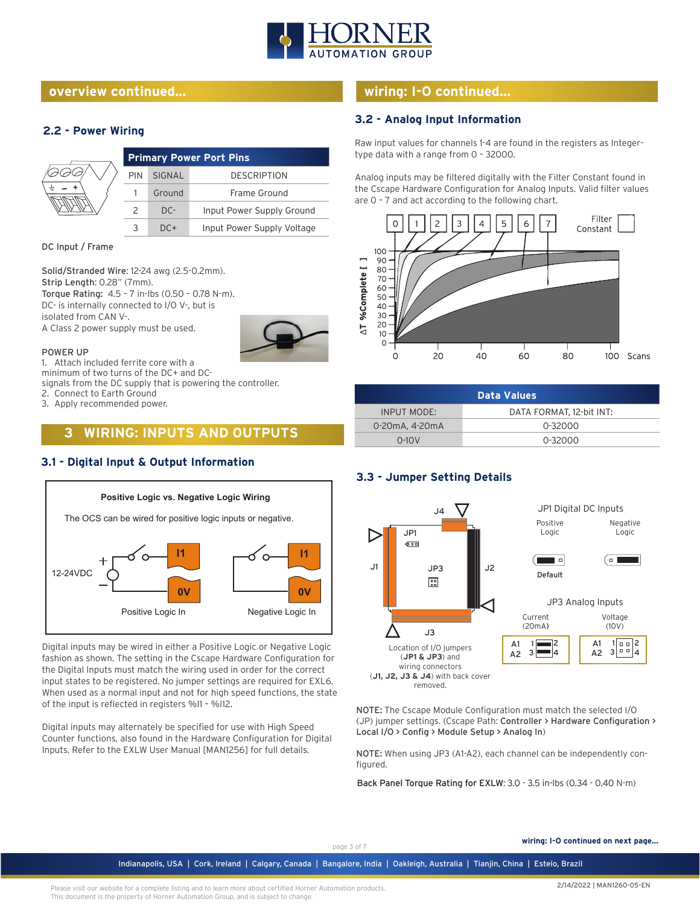## overview continued...

### 2.2 - Power Wiring

| Primary Power Port Pins | | |
|---|---|---|
| PIN | SIGNAL | DESCRIPTION |
| 1 | Ground | Frame Ground |
| 2 | DC- | Input Power Supply Ground |
| 3 | DC+ | Input Power Supply Voltage |

DC Input / Frame

**Solid/Stranded Wire:** 12-24 awg (2.5-0.2mm).
**Strip Length:** 0.28" (7mm).
**Torque Rating:** 4.5 - 7 in-lbs (0.50 - 0.78 N-m).
DC- is internally connected to I/O V-, but is isolated from CAN V-.
A Class 2 power supply must be used.

POWER UP

1. Attach included ferrite core with a minimum of two turns of the DC+ and DC- signals from the DC supply that is powering the controller.
2. Connect to Earth Ground
3. Apply recommended power.

## 3 WIRING: INPUTS AND OUTPUTS

### 3.1 - Digital Input & Output Information

**Positive Logic vs. Negative Logic Wiring**

The OCS can be wired for positive logic inputs or negative.

12-24VDC — I1 — 0V — Positive Logic In | I1 — 0V — Negative Logic In

Digital inputs may be wired in either a Positive Logic or Negative Logic fashion as shown. The setting in the Cscape Hardware Configuration for the Digital Inputs must match the wiring used in order for the correct input states to be registered. No jumper settings are required for EXL6. When used as a normal input and not for high speed functions, the state of the input is reflected in registers %I1 - %I12.

Digital inputs may alternately be specified for use with High Speed Counter functions, also found in the Hardware Configuration for Digital Inputs. Refer to the EXLW User Manual [MAN1256] for full details.

## wiring: I-O continued...

### 3.2 - Analog Input Information

Raw input values for channels 1-4 are found in the registers as Integer-type data with a range from 0 - 32000.

Analog inputs may be filtered digitally with the Filter Constant found in the Cscape Hardware Configuration for Analog Inputs. Valid filter values are 0 - 7 and act according to the following chart.

Filter Constant: 0 1 2 3 4 5 6 7 — ΔT %Complete [ ] (0–100) vs. Scans (0–100)

| Data Values | |
|---|---|
| INPUT MODE: | DATA FORMAT, 12-bit INT: |
| 0-20mA, 4-20mA | 0-32000 |
| 0-10V | 0-32000 |

### 3.3 - Jumper Setting Details

JP1 Digital DC Inputs: Positive Logic (Default) / Negative Logic

JP3 Analog Inputs: Current (20mA) / Voltage (10V)

Location of I/O jumpers (**JP1 & JP3**) and wiring connectors (**J1, J2, J3 & J4**) with back cover removed.

NOTE: The Cscape Module Configuration must match the selected I/O (JP) jumper settings. (Cscape Path: **Controller > Hardware Configuration > Local I/O > Config > Module Setup > Analog In**)

NOTE: When using JP3 (A1-A2), each channel can be independently configured.

**Back Panel Torque Rating for EXLW**: 3.0 - 3.5 in-lbs (0.34 - 0.40 N-m)

**wiring: I-O continued on next page...**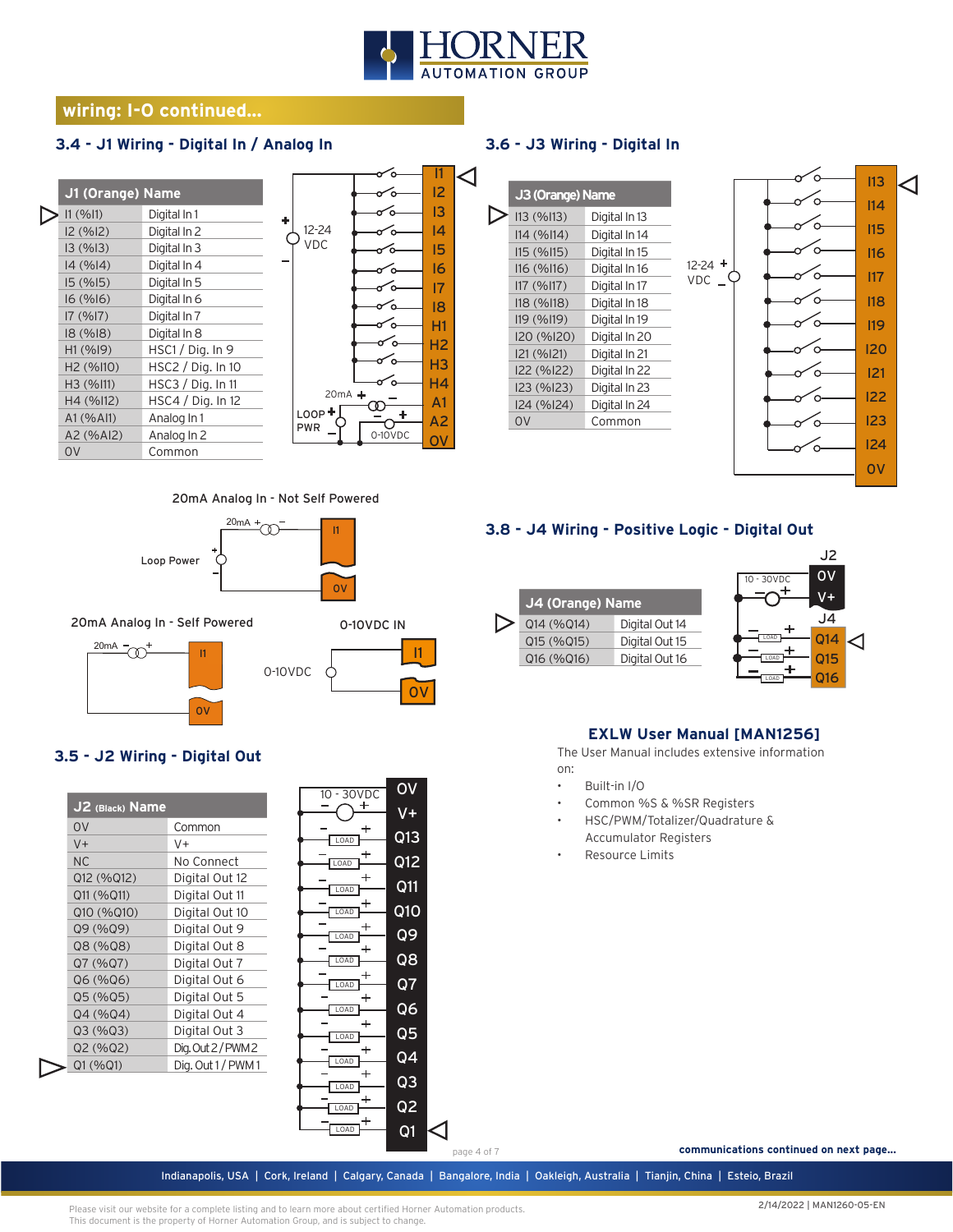## wiring: I-O continued...

### 3.4 - J1 Wiring - Digital In / Analog In

| J1 (Orange) Name | |
|---|---|
| I1 (%I1) | Digital In 1 |
| I2 (%I2) | Digital In 2 |
| I3 (%I3) | Digital In 3 |
| I4 (%I4) | Digital In 4 |
| I5 (%I5) | Digital In 5 |
| I6 (%I6) | Digital In 6 |
| I7 (%I7) | Digital In 7 |
| I8 (%I8) | Digital In 8 |
| H1 (%I9) | HSC1 / Dig. In 9 |
| H2 (%I10) | HSC2 / Dig. In 10 |
| H3 (%I11) | HSC3 / Dig. In 11 |
| H4 (%I12) | HSC4 / Dig. In 12 |
| A1 (%AI1) | Analog In 1 |
| A2 (%AI2) | Analog In 2 |
| 0V | Common |

20mA Analog In - Not Self Powered

20mA Analog In - Self Powered

0-10VDC IN

### 3.5 - J2 Wiring - Digital Out

| J2 (Black) Name | |
|---|---|
| 0V | Common |
| V+ | V+ |
| NC | No Connect |
| Q12 (%Q12) | Digital Out 12 |
| Q11 (%Q11) | Digital Out 11 |
| Q10 (%Q10) | Digital Out 10 |
| Q9 (%Q9) | Digital Out 9 |
| Q8 (%Q8) | Digital Out 8 |
| Q7 (%Q7) | Digital Out 7 |
| Q6 (%Q6) | Digital Out 6 |
| Q5 (%Q5) | Digital Out 5 |
| Q4 (%Q4) | Digital Out 4 |
| Q3 (%Q3) | Digital Out 3 |
| Q2 (%Q2) | Dig. Out 2 / PWM 2 |
| Q1 (%Q1) | Dig. Out 1 / PWM 1 |

### 3.6 - J3 Wiring - Digital In

| J3 (Orange) Name | |
|---|---|
| I13 (%I13) | Digital In 13 |
| I14 (%I14) | Digital In 14 |
| I15 (%I15) | Digital In 15 |
| I16 (%I16) | Digital In 16 |
| I17 (%I17) | Digital In 17 |
| I18 (%I18) | Digital In 18 |
| I19 (%I19) | Digital In 19 |
| I20 (%I20) | Digital In 20 |
| I21 (%I21) | Digital In 21 |
| I22 (%I22) | Digital In 22 |
| I23 (%I23) | Digital In 23 |
| I24 (%I24) | Digital In 24 |
| 0V | Common |

### 3.8 - J4 Wiring - Positive Logic - Digital Out

| J4 (Orange) Name | |
|---|---|
| Q14 (%Q14) | Digital Out 14 |
| Q15 (%Q15) | Digital Out 15 |
| Q16 (%Q16) | Digital Out 16 |

## EXLW User Manual [MAN1256]

The User Manual includes extensive information on:

- Built-in I/O
- Common %S & %SR Registers
- HSC/PWM/Totalizer/Quadrature & Accumulator Registers
- Resource Limits

communications continued on next page...

Indianapolis, USA | Cork, Ireland | Calgary, Canada | Bangalore, India | Oakleigh, Australia | Tianjin, China | Esteio, Brazil

Please visit our website for a complete listing and to learn more about certified Horner Automation products.
This document is the property of Horner Automation Group, and is subject to change.

2/14/2022 | MAN1260-05-EN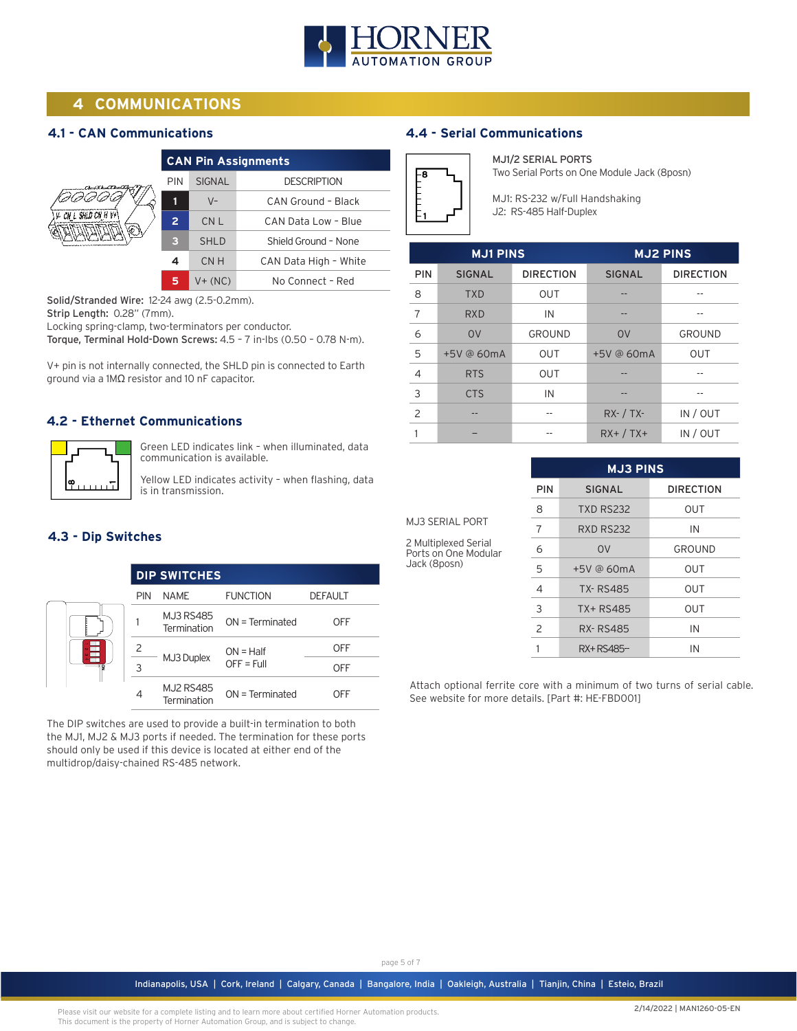# 4 COMMUNICATIONS

## 4.1 - CAN Communications

| CAN Pin Assignments | | |
|---|---|---|
| PIN | SIGNAL | DESCRIPTION |
| 1 | V- | CAN Ground - Black |
| 2 | CN L | CAN Data Low - Blue |
| 3 | SHLD | Shield Ground - None |
| 4 | CN H | CAN Data High - White |
| 5 | V+ (NC) | No Connect - Red |

**Solid/Stranded Wire:** 12-24 awg (2.5-0.2mm).
**Strip Length:** 0.28" (7mm).
Locking spring-clamp, two-terminators per conductor.
**Torque, Terminal Hold-Down Screws:** 4.5 – 7 in-lbs (0.50 – 0.78 N-m).

V+ pin is not internally connected, the SHLD pin is connected to Earth ground via a 1MΩ resistor and 10 nF capacitor.

## 4.2 - Ethernet Communications

Green LED indicates link – when illuminated, data communication is available.

Yellow LED indicates activity – when flashing, data is in transmission.

## 4.3 - Dip Switches

| DIP SWITCHES | | | |
|---|---|---|---|
| PIN | NAME | FUNCTION | DEFAULT |
| 1 | MJ3 RS485 Termination | ON = Terminated | OFF |
| 2 | MJ3 Duplex | ON = Half OFF = Full | OFF |
| 3 | | | OFF |
| 4 | MJ2 RS485 Termination | ON = Terminated | OFF |

The DIP switches are used to provide a built-in termination to both the MJ1, MJ2 & MJ3 ports if needed. The termination for these ports should only be used if this device is located at either end of the multidrop/daisy-chained RS-485 network.

## 4.4 - Serial Communications

MJ1/2 SERIAL PORTS
Two Serial Ports on One Module Jack (8posn)

MJ1: RS-232 w/Full Handshaking
J2: RS-485 Half-Duplex

| | MJ1 PINS | | MJ2 PINS | |
|---|---|---|---|---|
| PIN | SIGNAL | DIRECTION | SIGNAL | DIRECTION |
| 8 | TXD | OUT | -- | -- |
| 7 | RXD | IN | -- | -- |
| 6 | 0V | GROUND | 0V | GROUND |
| 5 | +5V @ 60mA | OUT | +5V @ 60mA | OUT |
| 4 | RTS | OUT | -- | -- |
| 3 | CTS | IN | -- | -- |
| 2 | -- | -- | RX- / TX- | IN / OUT |
| 1 | – | -- | RX+ / TX+ | IN / OUT |

MJ3 SERIAL PORT

2 Multiplexed Serial Ports on One Modular Jack (8posn)

| MJ3 PINS | | |
|---|---|---|
| PIN | SIGNAL | DIRECTION |
| 8 | TXD RS232 | OUT |
| 7 | RXD RS232 | IN |
| 6 | 0V | GROUND |
| 5 | +5V @ 60mA | OUT |
| 4 | TX- RS485 | OUT |
| 3 | TX+ RS485 | OUT |
| 2 | RX- RS485 | IN |
| 1 | RX+ RS485– | IN |

Attach optional ferrite core with a minimum of two turns of serial cable. See website for more details. [Part #: HE-FBD001]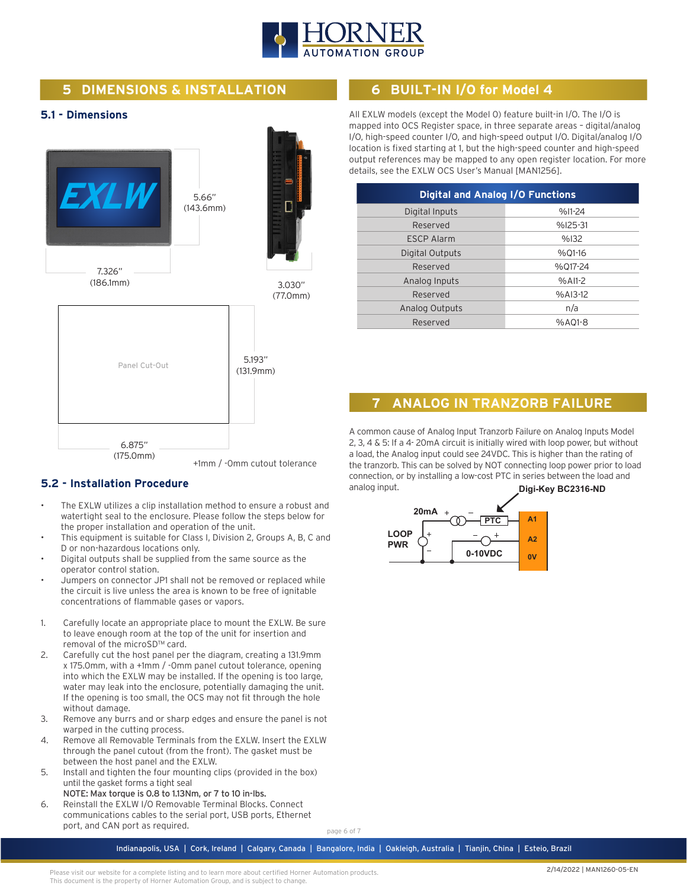## 5 DIMENSIONS & INSTALLATION

### 5.1 - Dimensions

5.66" (143.6mm)

7.326" (186.1mm)

3.030" (77.0mm)

Panel Cut-Out

5.193" (131.9mm)

6.875" (175.0mm)

+1mm / -0mm cutout tolerance

### 5.2 - Installation Procedure

- The EXLW utilizes a clip installation method to ensure a robust and watertight seal to the enclosure. Please follow the steps below for the proper installation and operation of the unit.
- This equipment is suitable for Class I, Division 2, Groups A, B, C and D or non-hazardous locations only.
- Digital outputs shall be supplied from the same source as the operator control station.
- Jumpers on connector JP1 shall not be removed or replaced while the circuit is live unless the area is known to be free of ignitable concentrations of flammable gases or vapors.

1. Carefully locate an appropriate place to mount the EXLW. Be sure to leave enough room at the top of the unit for insertion and removal of the microSD™ card.
2. Carefully cut the host panel per the diagram, creating a 131.9mm x 175.0mm, with a +1mm / -0mm panel cutout tolerance, opening into which the EXLW may be installed. If the opening is too large, water may leak into the enclosure, potentially damaging the unit. If the opening is too small, the OCS may not fit through the hole without damage.
3. Remove any burrs and or sharp edges and ensure the panel is not warped in the cutting process.
4. Remove all Removable Terminals from the EXLW. Insert the EXLW through the panel cutout (from the front). The gasket must be between the host panel and the EXLW.
5. Install and tighten the four mounting clips (provided in the box) until the gasket forms a tight seal
   **NOTE: Max torque is 0.8 to 1.13Nm, or 7 to 10 in-lbs.**
6. Reinstall the EXLW I/O Removable Terminal Blocks. Connect communications cables to the serial port, USB ports, Ethernet port, and CAN port as required.

## 6 BUILT-IN I/O for Model 4

All EXLW models (except the Model 0) feature built-in I/O. The I/O is mapped into OCS Register space, in three separate areas – digital/analog I/O, high-speed counter I/O, and high-speed output I/O. Digital/analog I/O location is fixed starting at 1, but the high-speed counter and high-speed output references may be mapped to any open register location. For more details, see the EXLW OCS User's Manual [MAN1256].

| Digital and Analog I/O Functions | |
|---|---|
| Digital Inputs | %I1-24 |
| Reserved | %I25-31 |
| ESCP Alarm | %I32 |
| Digital Outputs | %Q1-16 |
| Reserved | %Q17-24 |
| Analog Inputs | %AI1-2 |
| Reserved | %AI3-12 |
| Analog Outputs | n/a |
| Reserved | %AQ1-8 |

## 7 ANALOG IN TRANZORB FAILURE

A common cause of Analog Input Tranzorb Failure on Analog Inputs Model 2, 3, 4 & 5: If a 4- 20mA circuit is initially wired with loop power, but without a load, the Analog input could see 24VDC. This is higher than the rating of the tranzorb. This can be solved by NOT connecting loop power prior to load connection, or by installing a low-cost PTC in series between the load and analog input.

Digi-Key BC2316-ND

20mA, LOOP PWR, PTC, 0-10VDC, A1, A2, 0V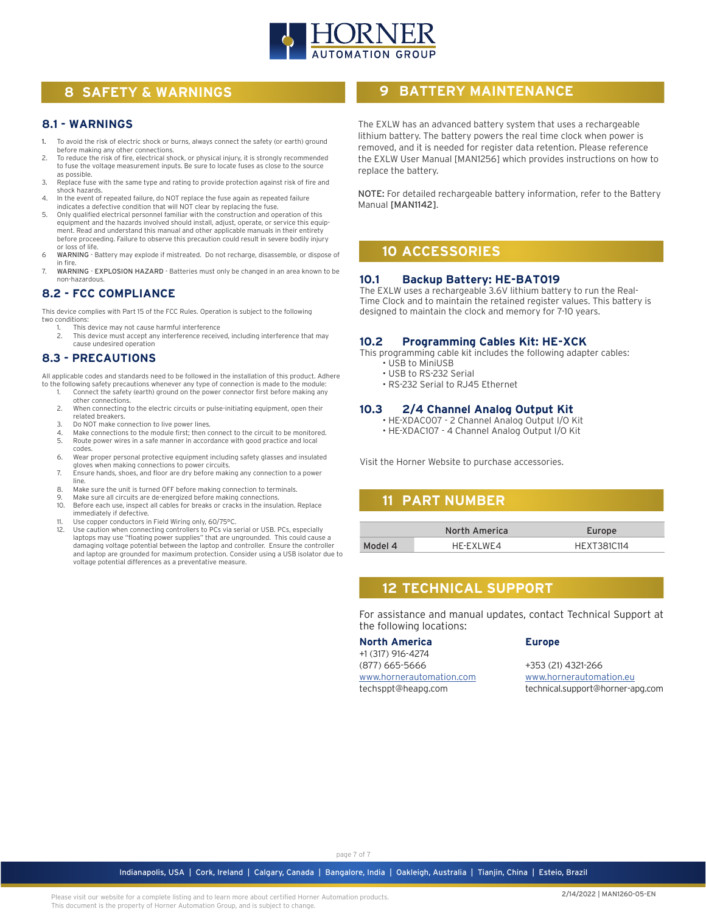## 8 SAFETY & WARNINGS

### 8.1 - WARNINGS

1. To avoid the risk of electric shock or burns, always connect the safety (or earth) ground before making any other connections.
2. To reduce the risk of fire, electrical shock, or physical injury, it is strongly recommended to fuse the voltage measurement inputs. Be sure to locate fuses as close to the source as possible.
3. Replace fuse with the same type and rating to provide protection against risk of fire and shock hazards.
4. In the event of repeated failure, do NOT replace the fuse again as repeated failure indicates a defective condition that will NOT clear by replacing the fuse.
5. Only qualified electrical personnel familiar with the construction and operation of this equipment and the hazards involved should install, adjust, operate, or service this equipment. Read and understand this manual and other applicable manuals in their entirety before proceeding. Failure to observe this precaution could result in severe bodily injury or loss of life.
6. WARNING - Battery may explode if mistreated. Do not recharge, disassemble, or dispose of in fire.
7. WARNING - EXPLOSION HAZARD - Batteries must only be changed in an area known to be non-hazardous.

### 8.2 - FCC COMPLIANCE

This device complies with Part 15 of the FCC Rules. Operation is subject to the following two conditions:

1. This device may not cause harmful interference
2. This device must accept any interference received, including interference that may cause undesired operation

### 8.3 - PRECAUTIONS

All applicable codes and standards need to be followed in the installation of this product. Adhere to the following safety precautions whenever any type of connection is made to the module:

1. Connect the safety (earth) ground on the power connector first before making any other connections.
2. When connecting to the electric circuits or pulse-initiating equipment, open their related breakers.
3. Do NOT make connection to live power lines.
4. Make connections to the module first; then connect to the circuit to be monitored.
5. Route power wires in a safe manner in accordance with good practice and local codes.
6. Wear proper personal protective equipment including safety glasses and insulated gloves when making connections to power circuits.
7. Ensure hands, shoes, and floor are dry before making any connection to a power line.
8. Make sure the unit is turned OFF before making connection to terminals.
9. Make sure all circuits are de-energized before making connections.
10. Before each use, inspect all cables for breaks or cracks in the insulation. Replace immediately if defective.
11. Use copper conductors in Field Wiring only, 60/75°C.
12. Use caution when connecting controllers to PCs via serial or USB. PCs, especially laptops may use "floating power supplies" that are ungrounded. This could cause a damaging voltage potential between the laptop and controller. Ensure the controller and laptop are grounded for maximum protection. Consider using a USB isolator due to voltage potential differences as a preventative measure.

## 9 BATTERY MAINTENANCE

The EXLW has an advanced battery system that uses a rechargeable lithium battery. The battery powers the real time clock when power is removed, and it is needed for register data retention. Please reference the EXLW User Manual [MAN1256] which provides instructions on how to replace the battery.

NOTE: For detailed rechargeable battery information, refer to the Battery Manual [MAN1142].

## 10 ACCESSORIES

### 10.1 Backup Battery: HE-BAT019

The EXLW uses a rechargeable 3.6V lithium battery to run the Real-Time Clock and to maintain the retained register values. This battery is designed to maintain the clock and memory for 7-10 years.

### 10.2 Programming Cables Kit: HE-XCK

This programming cable kit includes the following adapter cables:

- USB to MiniUSB
- USB to RS-232 Serial
- RS-232 Serial to RJ45 Ethernet

### 10.3 2/4 Channel Analog Output Kit

- HE-XDAC007 - 2 Channel Analog Output I/O Kit
- HE-XDAC107 - 4 Channel Analog Output I/O Kit

Visit the Horner Website to purchase accessories.

## 11 PART NUMBER

| | North America | Europe |
|---|---|---|
| Model 4 | HE-EXLWE4 | HEXT381C114 |

## 12 TECHNICAL SUPPORT

For assistance and manual updates, contact Technical Support at the following locations:

**North America**
+1 (317) 916-4274
(877) 665-5666
www.hornerautomation.com
techsppt@heapg.com

**Europe**
+353 (21) 4321-266
www.hornerautomation.eu
technical.support@horner-apg.com